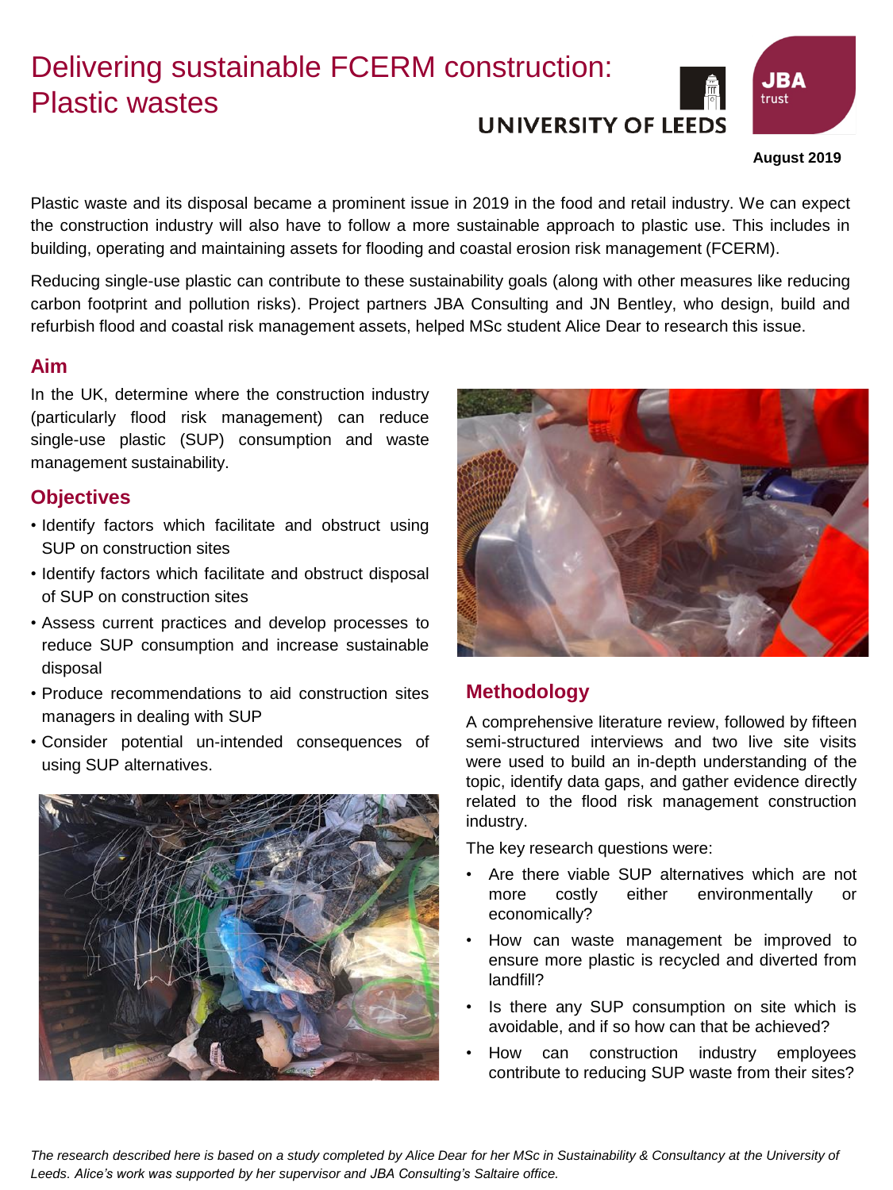# Delivering sustainable FCERM construction: Plastic wastes

UNIVERSITY OF LEEDS

JBA trust

**August 2019**

Plastic waste and its disposal became a prominent issue in 2019 in the food and retail industry. We can expect the construction industry will also have to follow a more sustainable approach to plastic use. This includes in building, operating and maintaining assets for flooding and coastal erosion risk management (FCERM).

Reducing single-use plastic can contribute to these sustainability goals (along with other measures like reducing carbon footprint and pollution risks). Project partners JBA Consulting and JN Bentley, who design, build and refurbish flood and coastal risk management assets, helped MSc student Alice Dear to research this issue.

## Aim

In the UK, determine where the construction industry (particularly flood risk management) can reduce single-use plastic (SUP) consumption and waste management sustainability.

## Objectives

- Identify factors which facilitate and obstruct using SUP on construction sites
- Identify factors which facilitate and obstruct disposal of SUP on construction sites
- Assess current practices and develop processes to reduce SUP consumption and increase sustainable disposal
- Produce recommendations to aid construction sites managers in dealing with SUP
- Consider potential un-intended consequences of using SUP alternatives.

## Methodology

A comprehensive literature review, followed by fifteen semi-structured interviews and two live site visits were used to build an in-depth understanding of the topic, identify data gaps, and gather evidence directly related to the flood risk management construction industry.

The key research questions were:

- Are there viable SUP alternatives which are not more costly either environmentally or economically?
- How can waste management be improved to ensure more plastic is recycled and diverted from landfill?
- Is there any SUP consumption on site which is avoidable, and if so how can that be achieved?
- How can construction industry employees contribute to reducing SUP waste from their sites?

*The research described here is based on a study completed by Alice Dear for her MSc in Sustainability & Consultancy at the University of Leeds. Alice's work was supported by her supervisor and JBA Consulting's Saltaire office.*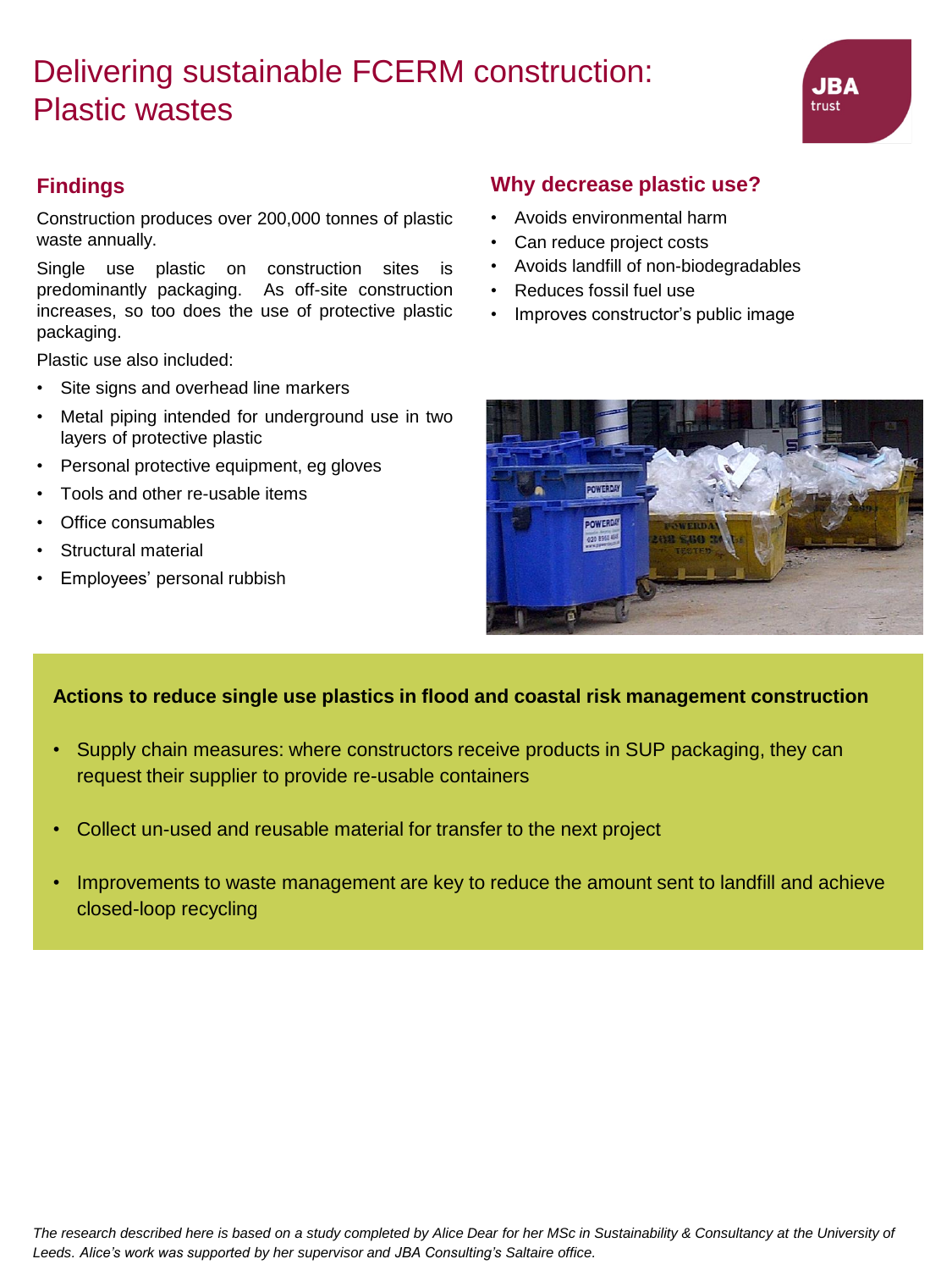# Delivering sustainable FCERM construction: Plastic wastes

## Findings

Construction produces over 200,000 tonnes of plastic waste annually.

Single use plastic on construction sites is predominantly packaging. As off-site construction increases, so too does the use of protective plastic packaging.

Plastic use also included:

- Site signs and overhead line markers
- Metal piping intended for underground use in two layers of protective plastic
- Personal protective equipment, eg gloves
- Tools and other re-usable items
- Office consumables
- Structural material
- Employees' personal rubbish

## Why decrease plastic use?

- Avoids environmental harm
- Can reduce project costs
- Avoids landfill of non-biodegradables
- Reduces fossil fuel use
- Improves constructor's public image

**Actions to reduce single use plastics in flood and coastal risk management construction**

- Supply chain measures: where constructors receive products in SUP packaging, they can request their supplier to provide re-usable containers
- Collect un-used and reusable material for transfer to the next project
- Improvements to waste management are key to reduce the amount sent to landfill and achieve closed-loop recycling

*The research described here is based on a study completed by Alice Dear for her MSc in Sustainability & Consultancy at the University of Leeds. Alice's work was supported by her supervisor and JBA Consulting's Saltaire office.*